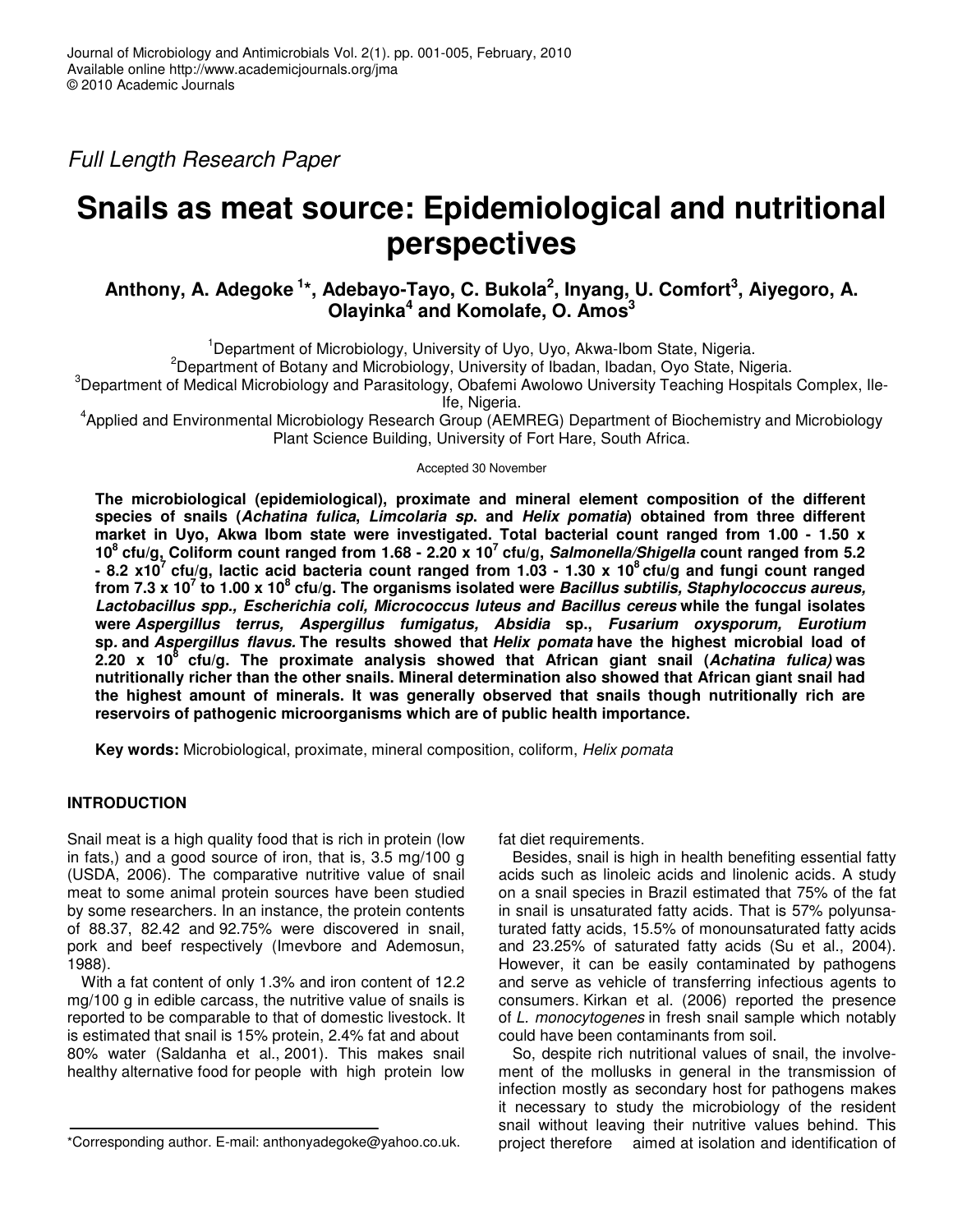Journal of Microbiology and Antimicrobials Vol. 2(1). pp. 001-005, February, 2010
Available online http://www.academicjournals.org/jma
© 2010 Academic Journals

*Full Length Research Paper*

# Snails as meat source: Epidemiological and nutritional perspectives

**Anthony, A. Adegoke [1]*, Adebayo-Tayo, C. Bukola[2], Inyang, U. Comfort[3], Aiyegoro, A. Olayinka[4] and Komolafe, O. Amos[3]**

[1]Department of Microbiology, University of Uyo, Uyo, Akwa-Ibom State, Nigeria.
[2]Department of Botany and Microbiology, University of Ibadan, Ibadan, Oyo State, Nigeria.
[3]Department of Medical Microbiology and Parasitology, Obafemi Awolowo University Teaching Hospitals Complex, Ile-Ife, Nigeria.
[4]Applied and Environmental Microbiology Research Group (AEMREG) Department of Biochemistry and Microbiology Plant Science Building, University of Fort Hare, South Africa.

Accepted 30 November

**The microbiological (epidemiological), proximate and mineral element composition of the different species of snails (*Achatina fulica*, *Limcolaria sp.* and *Helix pomatia*) obtained from three different market in Uyo, Akwa Ibom state were investigated. Total bacterial count ranged from 1.00 - 1.50 x $10^8$ cfu/g, Coliform count ranged from 1.68 - 2.20 x $10^7$ cfu/g, *Salmonella/Shigella* count ranged from 5.2 - 8.2 x$10^7$ cfu/g, lactic acid bacteria count ranged from 1.03 - 1.30 x $10^8$ cfu/g and fungi count ranged from 7.3 x $10^7$ to 1.00 x $10^8$ cfu/g. The organisms isolated were *Bacillus subtilis, Staphylococcus aureus, Lactobacillus spp., Escherichia coli, Micrococcus luteus and Bacillus cereus* while the fungal isolates were *Aspergillus terrus, Aspergillus fumigatus, Absidia* sp., *Fusarium oxysporum, Eurotium* sp. and *Aspergillus flavus.* The results showed that *Helix pomata* have the highest microbial load of 2.20 x $10^8$ cfu/g. The proximate analysis showed that African giant snail (*Achatina fulica)* was nutritionally richer than the other snails. Mineral determination also showed that African giant snail had the highest amount of minerals. It was generally observed that snails though nutritionally rich are reservoirs of pathogenic microorganisms which are of public health importance.**

**Key words:** Microbiological, proximate, mineral composition, coliform, *Helix pomata*

## INTRODUCTION

Snail meat is a high quality food that is rich in protein (low in fats,) and a good source of iron, that is, 3.5 mg/100 g (USDA, 2006). The comparative nutritive value of snail meat to some animal protein sources have been studied by some researchers. In an instance, the protein contents of 88.37, 82.42 and 92.75% were discovered in snail, pork and beef respectively (Imevbore and Ademosun, 1988).

With a fat content of only 1.3% and iron content of 12.2 mg/100 g in edible carcass, the nutritive value of snails is reported to be comparable to that of domestic livestock. It is estimated that snail is 15% protein, 2.4% fat and about 80% water (Saldanha et al., 2001). This makes snail healthy alternative food for people with high protein low fat diet requirements.

Besides, snail is high in health benefiting essential fatty acids such as linoleic acids and linolenic acids. A study on a snail species in Brazil estimated that 75% of the fat in snail is unsaturated fatty acids. That is 57% polyunsaturated fatty acids, 15.5% of monounsaturated fatty acids and 23.25% of saturated fatty acids (Su et al., 2004). However, it can be easily contaminated by pathogens and serve as vehicle of transferring infectious agents to consumers. Kirkan et al. (2006) reported the presence of *L. monocytogenes* in fresh snail sample which notably could have been contaminants from soil.

So, despite rich nutritional values of snail, the involvement of the mollusks in general in the transmission of infection mostly as secondary host for pathogens makes it necessary to study the microbiology of the resident snail without leaving their nutritive values behind. This project therefore aimed at isolation and identification of

*Corresponding author. E-mail: anthonyadegoke@yahoo.co.uk.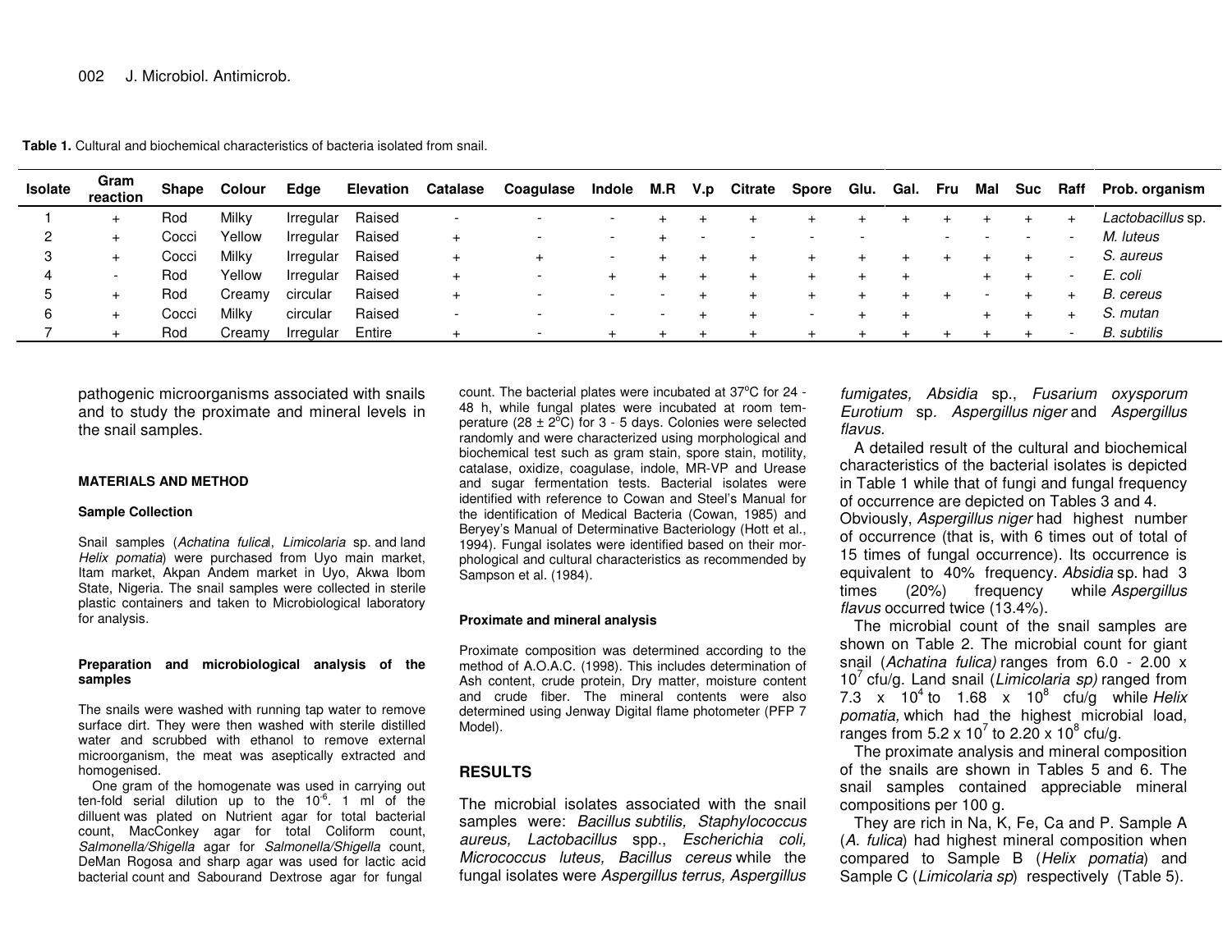**Table 1.** Cultural and biochemical characteristics of bacteria isolated from snail.

| Isolate | Gram reaction | Shape | Colour | Edge | Elevation | Catalase | Coagulase | Indole | M.R | V.p | Citrate | Spore | Glu. | Gal. | Fru | Mal | Suc | Raff | Prob. organism |
|---|---|---|---|---|---|---|---|---|---|---|---|---|---|---|---|---|---|---|---|
| 1 | + | Rod | Milky | Irregular | Raised | - | - | - | + | + | + | + | + | + | + | + | + | + | *Lactobacillus* sp. |
| 2 | + | Cocci | Yellow | Irregular | Raised | + | - | - | + | - | - | - | - | | - | - | - | - | *M. luteus* |
| 3 | + | Cocci | Milky | Irregular | Raised | + | + | - | + | + | + | + | + | + | + | + | + | - | *S. aureus* |
| 4 | - | Rod | Yellow | Irregular | Raised | + | - | + | + | + | + | + | + | + | | + | + | - | *E. coli* |
| 5 | + | Rod | Creamy | circular | Raised | + | - | - | - | + | + | + | + | + | + | - | + | + | *B. cereus* |
| 6 | + | Cocci | Milky | circular | Raised | - | - | - | - | + | + | - | + | + | | + | + | + | *S. mutan* |
| 7 | + | Rod | Creamy | Irregular | Entire | + | - | + | + | + | + | + | + | + | + | + | + | - | *B. subtilis* |

pathogenic microorganisms associated with snails and to study the proximate and mineral levels in the snail samples.

## MATERIALS AND METHOD

### Sample Collection

Snail samples (*Achatina fulica*l, *Limicolaria* sp. and land *Helix pomatia*) were purchased from Uyo main market, Itam market, Akpan Andem market in Uyo, Akwa Ibom State, Nigeria. The snail samples were collected in sterile plastic containers and taken to Microbiological laboratory for analysis.

### Preparation and microbiological analysis of the samples

The snails were washed with running tap water to remove surface dirt. They were then washed with sterile distilled water and scrubbed with ethanol to remove external microorganism, the meat was aseptically extracted and homogenised.

One gram of the homogenate was used in carrying out ten-fold serial dilution up to the $10^{-6}$. 1 ml of the dilluent was plated on Nutrient agar for total bacterial count, MacConkey agar for total Coliform count, *Salmonella/Shigella* agar for *Salmonella/Shigella* count, DeMan Rogosa and sharp agar was used for lactic acid bacterial count and Sabourand Dextrose agar for fungal count. The bacterial plates were incubated at 37°C for 24 - 48 h, while fungal plates were incubated at room temperature (28 ± 2°C) for 3 - 5 days. Colonies were selected randomly and were characterized using morphological and biochemical test such as gram stain, spore stain, motility, catalase, oxidize, coagulase, indole, MR-VP and Urease and sugar fermentation tests. Bacterial isolates were identified with reference to Cowan and Steel's Manual for the identification of Medical Bacteria (Cowan, 1985) and Beryey's Manual of Determinative Bacteriology (Hott et al., 1994). Fungal isolates were identified based on their morphological and cultural characteristics as recommended by Sampson et al. (1984).

### Proximate and mineral analysis

Proximate composition was determined according to the method of A.O.A.C. (1998). This includes determination of Ash content, crude protein, Dry matter, moisture content and crude fiber. The mineral contents were also determined using Jenway Digital flame photometer (PFP 7 Model).

## RESULTS

The microbial isolates associated with the snail samples were: *Bacillus subtilis, Staphylococcus aureus, Lactobacillus* spp., *Escherichia coli, Micrococcus luteus, Bacillus cereus* while the fungal isolates were *Aspergillus terrus, Aspergillus fumigates, Absidia* sp., *Fusarium oxysporum Eurotium* sp. *Aspergillus niger* and *Aspergillus flavus.*

A detailed result of the cultural and biochemical characteristics of the bacterial isolates is depicted in Table 1 while that of fungi and fungal frequency of occurrence are depicted on Tables 3 and 4.

Obviously, *Aspergillus niger* had highest number of occurrence (that is, with 6 times out of total of 15 times of fungal occurrence). Its occurrence is equivalent to 40% frequency. *Absidia* sp. had 3 times (20%) frequency while *Aspergillus flavus* occurred twice (13.4%).

The microbial count of the snail samples are shown on Table 2. The microbial count for giant snail (*Achatina fulica)* ranges from 6.0 - 2.00 x $10^7$ cfu/g. Land snail (*Limicolaria sp)* ranged from 7.3 x $10^4$ to 1.68 x $10^8$ cfu/g while *Helix pomatia,* which had the highest microbial load, ranges from 5.2 x $10^7$ to 2.20 x $10^8$ cfu/g.

The proximate analysis and mineral composition of the snails are shown in Tables 5 and 6. The snail samples contained appreciable mineral compositions per 100 g.

They are rich in Na, K, Fe, Ca and P. Sample A (*A. fulica*) had highest mineral composition when compared to Sample B (*Helix pomatia*) and Sample C (*Limicolaria sp*) respectively (Table 5).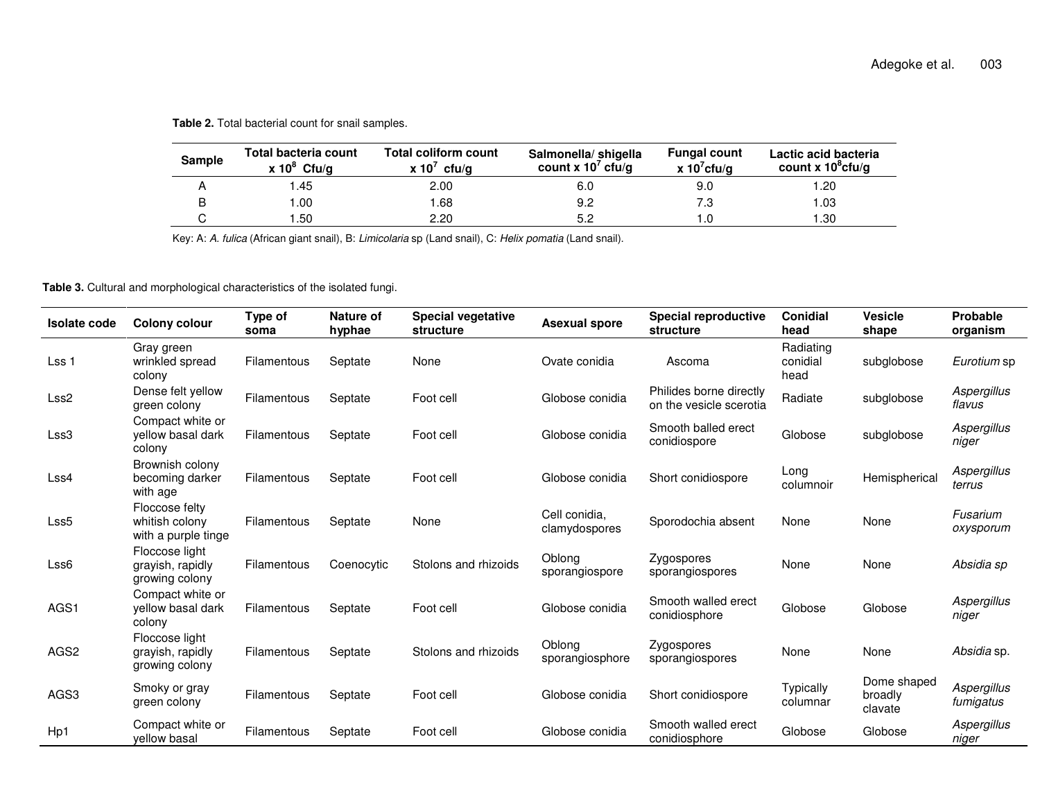**Table 2.** Total bacterial count for snail samples.

| Sample | Total bacteria count x $10^8$ Cfu/g | Total coliform count x $10^7$ cfu/g | Salmonella/ shigella count x $10^7$ cfu/g | Fungal count x $10^7$cfu/g | Lactic acid bacteria count x $10^8$cfu/g |
|---|---|---|---|---|---|
| A | 1.45 | 2.00 | 6.0 | 9.0 | 1.20 |
| B | 1.00 | 1.68 | 9.2 | 7.3 | 1.03 |
| C | 1.50 | 2.20 | 5.2 | 1.0 | 1.30 |

Key: A: *A. fulica* (African giant snail), B: *Limicolaria* sp (Land snail), C: *Helix pomatia* (Land snail).

**Table 3.** Cultural and morphological characteristics of the isolated fungi.

| Isolate code | Colony colour | Type of soma | Nature of hyphae | Special vegetative structure | Asexual spore | Special reproductive structure | Conidial head | Vesicle shape | Probable organism |
|---|---|---|---|---|---|---|---|---|---|
| Lss 1 | Gray green wrinkled spread colony | Filamentous | Septate | None | Ovate conidia | Ascoma | Radiating conidial head | subglobose | *Eurotium* sp |
| Lss2 | Dense felt yellow green colony | Filamentous | Septate | Foot cell | Globose conidia | Philides borne directly on the vesicle scerotia | Radiate | subglobose | *Aspergillus flavus* |
| Lss3 | Compact white or yellow basal dark colony | Filamentous | Septate | Foot cell | Globose conidia | Smooth balled erect conidiospore | Globose | subglobose | *Aspergillus niger* |
| Lss4 | Brownish colony becoming darker with age | Filamentous | Septate | Foot cell | Globose conidia | Short conidiospore | Long columnoir | Hemispherical | *Aspergillus terrus* |
| Lss5 | Floccose felty whitish colony with a purple tinge | Filamentous | Septate | None | Cell conidia, clamydospores | Sporodochia absent | None | None | *Fusarium oxysporum* |
| Lss6 | Floccose light grayish, rapidly growing colony | Filamentous | Coenocytic | Stolons and rhizoids | Oblong sporangiospore | Zygospores sporangiospores | None | None | *Absidia sp* |
| AGS1 | Compact white or yellow basal dark colony | Filamentous | Septate | Foot cell | Globose conidia | Smooth walled erect conidiosphore | Globose | Globose | *Aspergillus niger* |
| AGS2 | Floccose light grayish, rapidly growing colony | Filamentous | Septate | Stolons and rhizoids | Oblong sporangiosphore | Zygospores sporangiospores | None | None | *Absidia* sp. |
| AGS3 | Smoky or gray green colony | Filamentous | Septate | Foot cell | Globose conidia | Short conidiospore | Typically columnar | Dome shaped broadly clavate | *Aspergillus fumigatus* |
| Hp1 | Compact white or yellow basal | Filamentous | Septate | Foot cell | Globose conidia | Smooth walled erect conidiosphore | Globose | Globose | *Aspergillus niger* |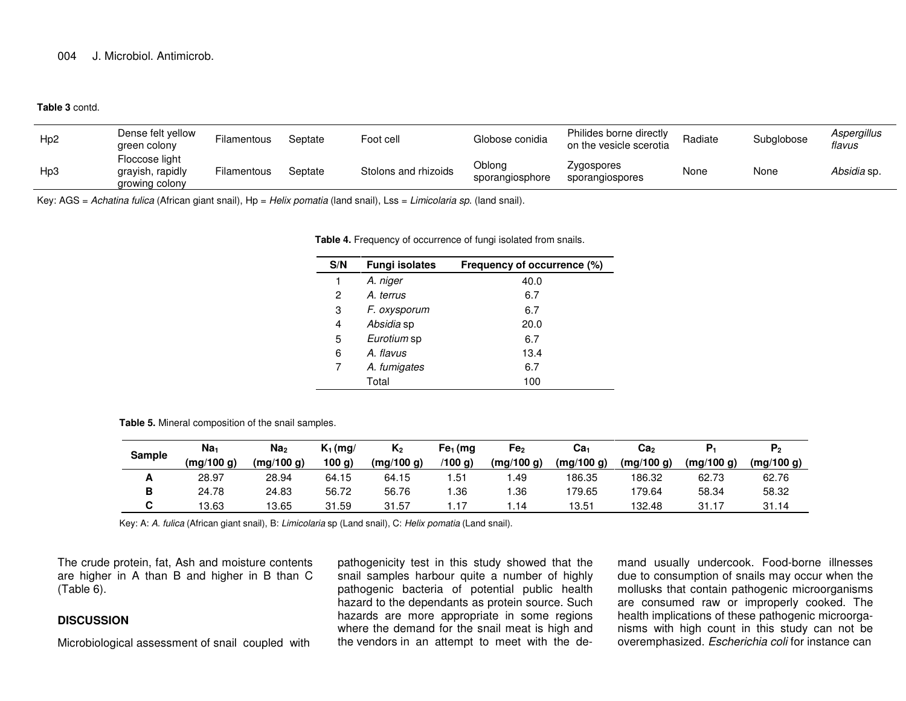**Table 3** contd.

| | | | | | | | | | |
|---|---|---|---|---|---|---|---|---|---|
| Hp2 | Dense felt yellow green colony | Filamentous | Septate | Foot cell | Globose conidia | Philides borne directly on the vesicle scerotia | Radiate | Subglobose | *Aspergillus flavus* |
| Hp3 | Floccose light grayish, rapidly growing colony | Filamentous | Septate | Stolons and rhizoids | Oblong sporangiosphore | Zygospores sporangiospores | None | None | *Absidia* sp. |

Key: AGS = *Achatina fulica* (African giant snail), Hp = *Helix pomatia* (land snail), Lss = *Limicolaria sp.* (land snail).

**Table 4.** Frequency of occurrence of fungi isolated from snails.

| S/N | Fungi isolates | Frequency of occurrence (%) |
|---|---|---|
| 1 | *A. niger* | 40.0 |
| 2 | *A. terrus* | 6.7 |
| 3 | *F. oxysporum* | 6.7 |
| 4 | *Absidia* sp | 20.0 |
| 5 | *Eurotium* sp | 6.7 |
| 6 | *A. flavus* | 13.4 |
| 7 | *A. fumigates* | 6.7 |
| | Total | 100 |

**Table 5.** Mineral composition of the snail samples.

| Sample | $Na_1$ (mg/100 g) | $Na_2$ (mg/100 g) | $K_1$ (mg/100 g) | $K_2$ (mg/100 g) | $Fe_1$ (mg/100 g) | $Fe_2$ (mg/100 g) | $Ca_1$ (mg/100 g) | $Ca_2$ (mg/100 g) | $P_1$ (mg/100 g) | $P_2$ (mg/100 g) |
|---|---|---|---|---|---|---|---|---|---|---|
| A | 28.97 | 28.94 | 64.15 | 64.15 | 1.51 | 1.49 | 186.35 | 186.32 | 62.73 | 62.76 |
| B | 24.78 | 24.83 | 56.72 | 56.76 | 1.36 | 1.36 | 179.65 | 179.64 | 58.34 | 58.32 |
| C | 13.63 | 13.65 | 31.59 | 31.57 | 1.17 | 1.14 | 13.51 | 132.48 | 31.17 | 31.14 |

Key: A: *A. fulica* (African giant snail), B: *Limicolaria* sp (Land snail), C: *Helix pomatia* (Land snail).

The crude protein, fat, Ash and moisture contents are higher in A than B and higher in B than C (Table 6).

## DISCUSSION

Microbiological assessment of snail coupled with pathogenicity test in this study showed that the snail samples harbour quite a number of highly pathogenic bacteria of potential public health hazard to the dependants as protein source. Such hazards are more appropriate in some regions where the demand for the snail meat is high and the vendors in an attempt to meet with the demand usually undercook. Food-borne illnesses due to consumption of snails may occur when the mollusks that contain pathogenic microorganisms are consumed raw or improperly cooked. The health implications of these pathogenic microorganisms with high count in this study can not be overemphasized. *Escherichia coli* for instance can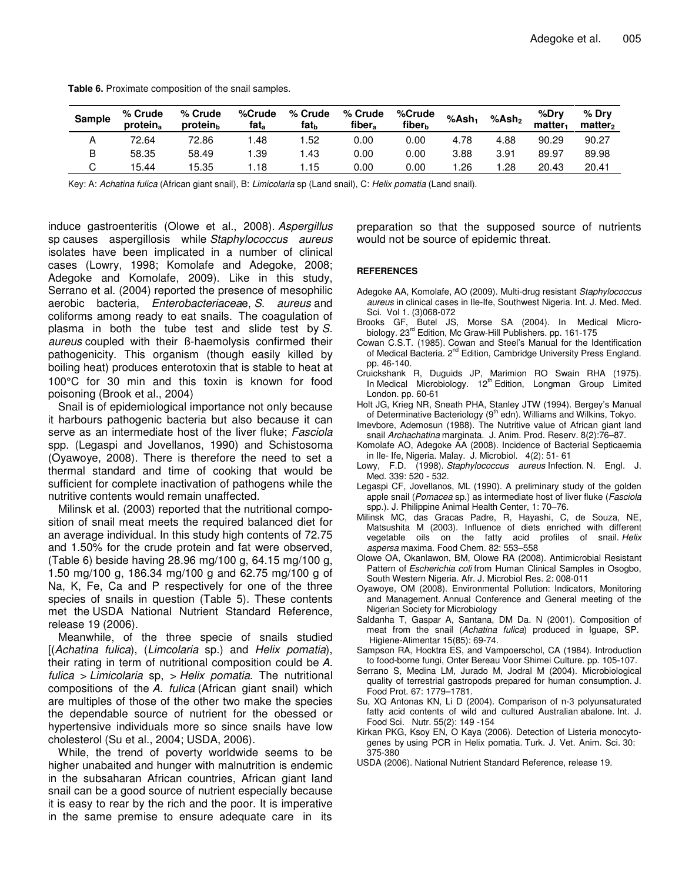**Table 6.** Proximate composition of the snail samples.

| Sample | % Crude $protein_a$ | % Crude $protein_b$ | %Crude $fat_a$ | % Crude $fat_b$ | % Crude $fiber_a$ | %Crude $fiber_b$ | $\%Ash_1$ | $\%Ash_2$ | %Dry $matter_1$ | % Dry $matter_2$ |
|---|---|---|---|---|---|---|---|---|---|---|
| A | 72.64 | 72.86 | 1.48 | 1.52 | 0.00 | 0.00 | 4.78 | 4.88 | 90.29 | 90.27 |
| B | 58.35 | 58.49 | 1.39 | 1.43 | 0.00 | 0.00 | 3.88 | 3.91 | 89.97 | 89.98 |
| C | 15.44 | 15.35 | 1.18 | 1.15 | 0.00 | 0.00 | 1.26 | 1.28 | 20.43 | 20.41 |

Key: A: *Achatina fulica* (African giant snail), B: *Limicolaria* sp (Land snail), C: *Helix pomatia* (Land snail).

induce gastroenteritis (Olowe et al., 2008). *Aspergillus* sp causes aspergillosis while *Staphylococcus aureus* isolates have been implicated in a number of clinical cases (Lowry, 1998; Komolafe and Adegoke, 2008; Adegoke and Komolafe, 2009). Like in this study, Serrano et al. (2004) reported the presence of mesophilic aerobic bacteria, *Enterobacteriaceae*, *S. aureus* and coliforms among ready to eat snails. The coagulation of plasma in both the tube test and slide test by *S. aureus* coupled with their ß-haemolysis confirmed their pathogenicity. This organism (though easily killed by boiling heat) produces enterotoxin that is stable to heat at 100°C for 30 min and this toxin is known for food poisoning (Brook et al., 2004)

Snail is of epidemiological importance not only because it harbours pathogenic bacteria but also because it can serve as an intermediate host of the liver fluke; *Fasciola* spp. (Legaspi and Jovellanos, 1990) and Schistosoma (Oyawoye, 2008). There is therefore the need to set a thermal standard and time of cooking that would be sufficient for complete inactivation of pathogens while the nutritive contents would remain unaffected.

Milinsk et al. (2003) reported that the nutritional composition of snail meat meets the required balanced diet for an average individual. In this study high contents of 72.75 and 1.50% for the crude protein and fat were observed, (Table 6) beside having 28.96 mg/100 g, 64.15 mg/100 g, 1.50 mg/100 g, 186.34 mg/100 g and 62.75 mg/100 g of Na, K, Fe, Ca and P respectively for one of the three species of snails in question (Table 5). These contents met the USDA National Nutrient Standard Reference, release 19 (2006).

Meanwhile, of the three specie of snails studied [(*Achatina fulica*), (*Limcolaria* sp.) and *Helix pomatia*), their rating in term of nutritional composition could be *A. fulica* > *Limicolaria* sp, > *Helix pomatia*. The nutritional compositions of the *A. fulica* (African giant snail) which are multiples of those of the other two make the species the dependable source of nutrient for the obessed or hypertensive individuals more so since snails have low cholesterol (Su et al., 2004; USDA, 2006).

While, the trend of poverty worldwide seems to be higher unabaited and hunger with malnutrition is endemic in the subsaharan African countries, African giant land snail can be a good source of nutrient especially because it is easy to rear by the rich and the poor. It is imperative in the same premise to ensure adequate care in its preparation so that the supposed source of nutrients would not be source of epidemic threat.

## REFERENCES

Adegoke AA, Komolafe, AO (2009). Multi-drug resistant *Staphylococcus aureus* in clinical cases in Ile-Ife, Southwest Nigeria. Int. J. Med. Med. Sci. Vol 1. (3)068-072

Brooks GF, Butel JS, Morse SA (2004). In Medical Microbiology. 23rd Edition, Mc Graw-Hill Publishers. pp. 161-175

Cowan C.S.T. (1985). Cowan and Steel's Manual for the Identification of Medical Bacteria. 2nd Edition, Cambridge University Press England. pp. 46-140.

Cruickshank R, Duguids JP, Marimion RO Swain RHA (1975). In Medical Microbiology. 12th Edition, Longman Group Limited London. pp. 60-61

Holt JG, Krieg NR, Sneath PHA, Stanley JTW (1994). Bergey's Manual of Determinative Bacteriology (9th edn). Williams and Wilkins, Tokyo.

Imevbore, Ademosun (1988). The Nutritive value of African giant land snail *Archachatina* marginata. J. Anim. Prod. Reserv. 8(2):76–87.

Komolafe AO, Adegoke AA (2008). Incidence of Bacterial Septicaemia in Ile- Ife, Nigeria. Malay. J. Microbiol. 4(2): 51- 61

Lowy, F.D. (1998). *Staphylococcus aureus* Infection. N. Engl. J. Med. 339: 520 - 532.

Legaspi CF, Jovellanos, ML (1990). A preliminary study of the golden apple snail (*Pomacea* sp.) as intermediate host of liver fluke (*Fasciola* spp.). J. Philippine Animal Health Center, 1: 70–76.

Milinsk MC, das Gracas Padre, R, Hayashi, C, de Souza, NE, Matsushita M (2003). Influence of diets enriched with different vegetable oils on the fatty acid profiles of snail. *Helix aspersa* maxima. Food Chem. 82: 553–558

Olowe OA, Okanlawon, BM, Olowe RA (2008). Antimicrobial Resistant Pattern of *Escherichia coli* from Human Clinical Samples in Osogbo, South Western Nigeria. Afr. J. Microbiol Res. 2: 008-011

Oyawoye, OM (2008). Environmental Pollution: Indicators, Monitoring and Management. Annual Conference and General meeting of the Nigerian Society for Microbiology

Saldanha T, Gaspar A, Santana, DM Da. N (2001). Composition of meat from the snail (*Achatina fulica*) produced in Iguape, SP. Higiene-Alimentar 15(85): 69-74.

Sampson RA, Hocktra ES, and Vampoerschol, CA (1984). Introduction to food-borne fungi, Onter Bereau Voor Shimei Culture. pp. 105-107.

Serrano S, Medina LM, Jurado M, Jodral M (2004). Microbiological quality of terrestrial gastropods prepared for human consumption. J. Food Prot. 67: 1779–1781.

Su, XQ Antonas KN, Li D (2004). Comparison of n-3 polyunsaturated fatty acid contents of wild and cultured Australian abalone. Int. J. Food Sci. Nutr. 55(2): 149 -154

Kirkan PKG, Ksoy EN, O Kaya (2006). Detection of Listeria monocytogenes by using PCR in Helix pomatia. Turk. J. Vet. Anim. Sci. 30: 375-380

USDA (2006). National Nutrient Standard Reference, release 19.